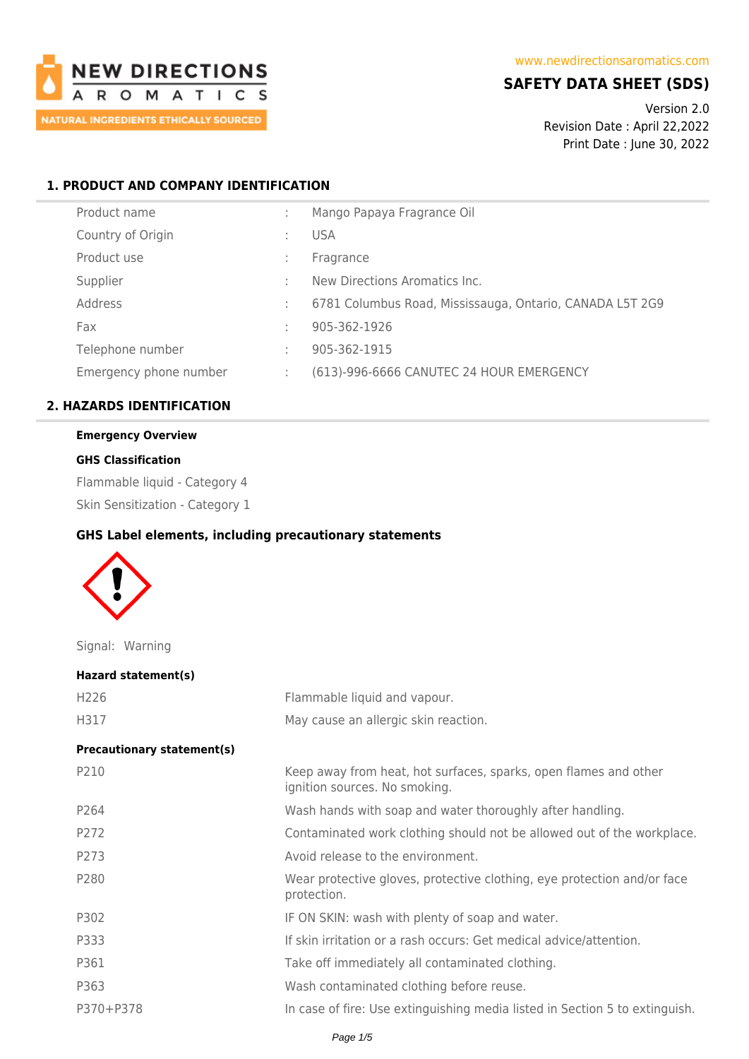NEW DIRECTIONS AROMATICS
NATURAL INGREDIENTS ETHICALLY SOURCED

www.newdirectionsaromatics.com

# SAFETY DATA SHEET (SDS)

Version 2.0
Revision Date : April 22,2022
Print Date : June 30, 2022

## 1. PRODUCT AND COMPANY IDENTIFICATION

| | | |
|---|---|---|
| Product name | : | Mango Papaya Fragrance Oil |
| Country of Origin | : | USA |
| Product use | : | Fragrance |
| Supplier | : | New Directions Aromatics Inc. |
| Address | : | 6781 Columbus Road, Mississauga, Ontario, CANADA L5T 2G9 |
| Fax | : | 905-362-1926 |
| Telephone number | : | 905-362-1915 |
| Emergency phone number | : | (613)-996-6666 CANUTEC 24 HOUR EMERGENCY |

## 2. HAZARDS IDENTIFICATION

**Emergency Overview**

**GHS Classification**

Flammable liquid - Category 4

Skin Sensitization - Category 1

### GHS Label elements, including precautionary statements

Signal: Warning

**Hazard statement(s)**

| | |
|---|---|
| H226 | Flammable liquid and vapour. |
| H317 | May cause an allergic skin reaction. |

**Precautionary statement(s)**

| | |
|---|---|
| P210 | Keep away from heat, hot surfaces, sparks, open flames and other ignition sources. No smoking. |
| P264 | Wash hands with soap and water thoroughly after handling. |
| P272 | Contaminated work clothing should not be allowed out of the workplace. |
| P273 | Avoid release to the environment. |
| P280 | Wear protective gloves, protective clothing, eye protection and/or face protection. |
| P302 | IF ON SKIN: wash with plenty of soap and water. |
| P333 | If skin irritation or a rash occurs: Get medical advice/attention. |
| P361 | Take off immediately all contaminated clothing. |
| P363 | Wash contaminated clothing before reuse. |
| P370+P378 | In case of fire: Use extinguishing media listed in Section 5 to extinguish. |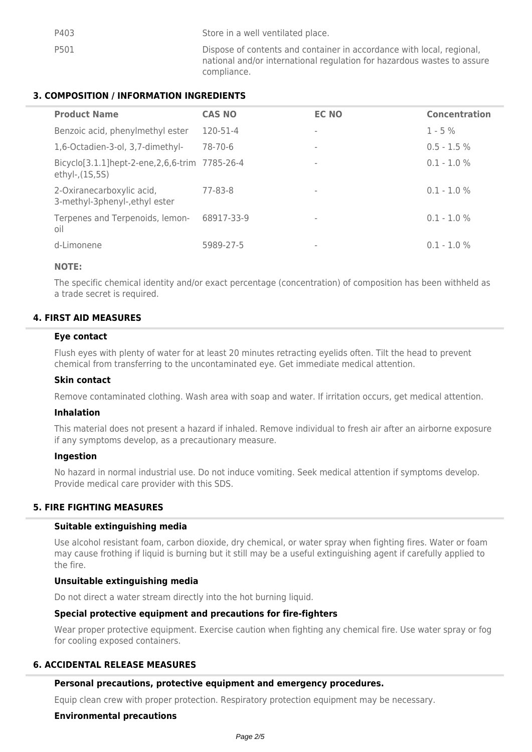| | |
|---|---|
| P403 | Store in a well ventilated place. |
| P501 | Dispose of contents and container in accordance with local, regional, national and/or international regulation for hazardous wastes to assure compliance. |

## 3. COMPOSITION / INFORMATION INGREDIENTS

| Product Name | CAS NO | EC NO | Concentration |
|---|---|---|---|
| Benzoic acid, phenylmethyl ester | 120-51-4 | - | 1 - 5 % |
| 1,6-Octadien-3-ol, 3,7-dimethyl- | 78-70-6 | - | 0.5 - 1.5 % |
| Bicyclo[3.1.1]hept-2-ene,2,6,6-trimethyl-,(1S,5S) | 7785-26-4 | - | 0.1 - 1.0 % |
| 2-Oxiranecarboxylic acid, 3-methyl-3phenyl-,ethyl ester | 77-83-8 | - | 0.1 - 1.0 % |
| Terpenes and Terpenoids, lemon-oil | 68917-33-9 | - | 0.1 - 1.0 % |
| d-Limonene | 5989-27-5 | - | 0.1 - 1.0 % |

**NOTE:**

The specific chemical identity and/or exact percentage (concentration) of composition has been withheld as a trade secret is required.

## 4. FIRST AID MEASURES

### Eye contact

Flush eyes with plenty of water for at least 20 minutes retracting eyelids often. Tilt the head to prevent chemical from transferring to the uncontaminated eye. Get immediate medical attention.

### Skin contact

Remove contaminated clothing. Wash area with soap and water. If irritation occurs, get medical attention.

### Inhalation

This material does not present a hazard if inhaled. Remove individual to fresh air after an airborne exposure if any symptoms develop, as a precautionary measure.

### Ingestion

No hazard in normal industrial use. Do not induce vomiting. Seek medical attention if symptoms develop. Provide medical care provider with this SDS.

## 5. FIRE FIGHTING MEASURES

### Suitable extinguishing media

Use alcohol resistant foam, carbon dioxide, dry chemical, or water spray when fighting fires. Water or foam may cause frothing if liquid is burning but it still may be a useful extinguishing agent if carefully applied to the fire.

### Unsuitable extinguishing media

Do not direct a water stream directly into the hot burning liquid.

### Special protective equipment and precautions for fire-fighters

Wear proper protective equipment. Exercise caution when fighting any chemical fire. Use water spray or fog for cooling exposed containers.

## 6. ACCIDENTAL RELEASE MEASURES

### Personal precautions, protective equipment and emergency procedures.

Equip clean crew with proper protection. Respiratory protection equipment may be necessary.

### Environmental precautions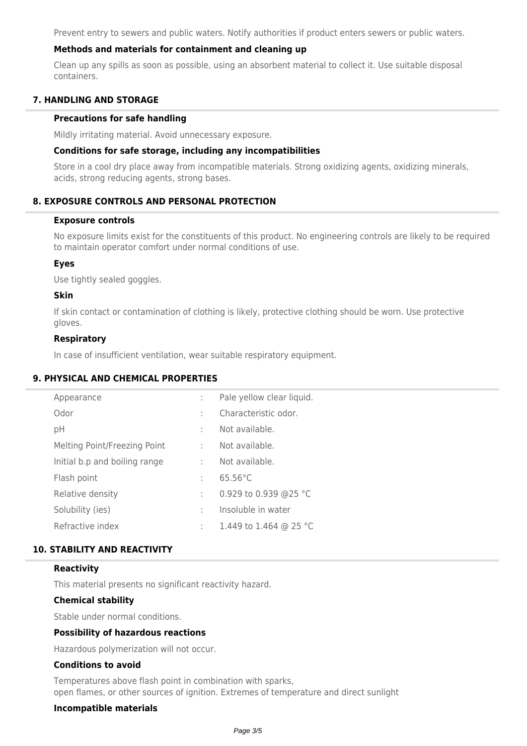Prevent entry to sewers and public waters. Notify authorities if product enters sewers or public waters.

### Methods and materials for containment and cleaning up

Clean up any spills as soon as possible, using an absorbent material to collect it. Use suitable disposal containers.

## 7. HANDLING AND STORAGE

### Precautions for safe handling

Mildly irritating material. Avoid unnecessary exposure.

### Conditions for safe storage, including any incompatibilities

Store in a cool dry place away from incompatible materials. Strong oxidizing agents, oxidizing minerals, acids, strong reducing agents, strong bases.

## 8. EXPOSURE CONTROLS AND PERSONAL PROTECTION

### Exposure controls

No exposure limits exist for the constituents of this product. No engineering controls are likely to be required to maintain operator comfort under normal conditions of use.

### Eyes

Use tightly sealed goggles.

### Skin

If skin contact or contamination of clothing is likely, protective clothing should be worn. Use protective gloves.

### Respiratory

In case of insufficient ventilation, wear suitable respiratory equipment.

## 9. PHYSICAL AND CHEMICAL PROPERTIES

| | | |
|---|---|---|
| Appearance | : | Pale yellow clear liquid. |
| Odor | : | Characteristic odor. |
| pH | : | Not available. |
| Melting Point/Freezing Point | : | Not available. |
| Initial b.p and boiling range | : | Not available. |
| Flash point | : | 65.56°C |
| Relative density | : | 0.929 to 0.939 @25 °C |
| Solubility (ies) | : | Insoluble in water |
| Refractive index | : | 1.449 to 1.464 @ 25 °C |

## 10. STABILITY AND REACTIVITY

### Reactivity

This material presents no significant reactivity hazard.

### Chemical stability

Stable under normal conditions.

### Possibility of hazardous reactions

Hazardous polymerization will not occur.

### Conditions to avoid

Temperatures above flash point in combination with sparks,
open flames, or other sources of ignition. Extremes of temperature and direct sunlight

### Incompatible materials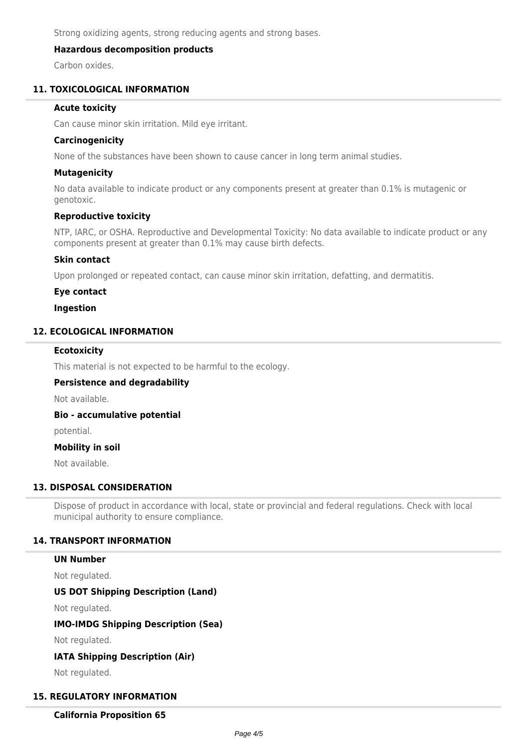Strong oxidizing agents, strong reducing agents and strong bases.

### Hazardous decomposition products

Carbon oxides.

## 11. TOXICOLOGICAL INFORMATION

### Acute toxicity

Can cause minor skin irritation. Mild eye irritant.

### Carcinogenicity

None of the substances have been shown to cause cancer in long term animal studies.

### Mutagenicity

No data available to indicate product or any components present at greater than 0.1% is mutagenic or genotoxic.

### Reproductive toxicity

NTP, IARC, or OSHA. Reproductive and Developmental Toxicity: No data available to indicate product or any components present at greater than 0.1% may cause birth defects.

### Skin contact

Upon prolonged or repeated contact, can cause minor skin irritation, defatting, and dermatitis.

### Eye contact

### Ingestion

## 12. ECOLOGICAL INFORMATION

### Ecotoxicity

This material is not expected to be harmful to the ecology.

### Persistence and degradability

Not available.

### Bio - accumulative potential

potential.

### Mobility in soil

Not available.

## 13. DISPOSAL CONSIDERATION

Dispose of product in accordance with local, state or provincial and federal regulations. Check with local municipal authority to ensure compliance.

## 14. TRANSPORT INFORMATION

### UN Number

Not regulated.

### US DOT Shipping Description (Land)

Not regulated.

### IMO-IMDG Shipping Description (Sea)

Not regulated.

### IATA Shipping Description (Air)

Not regulated.

## 15. REGULATORY INFORMATION

### California Proposition 65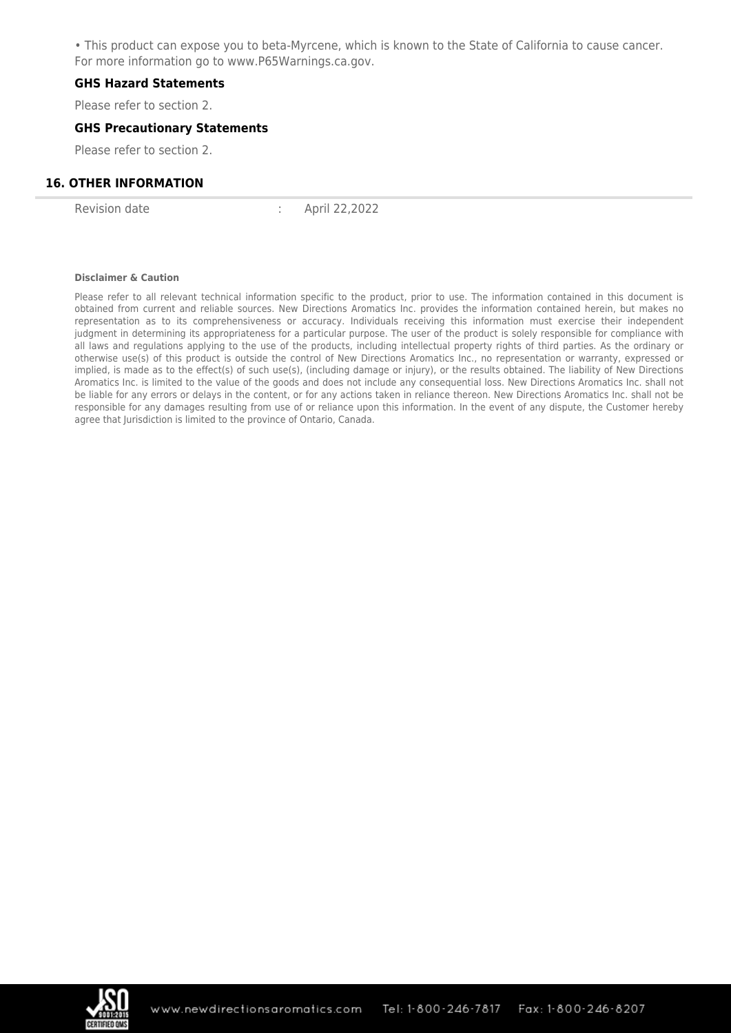• This product can expose you to beta-Myrcene, which is known to the State of California to cause cancer. For more information go to www.P65Warnings.ca.gov.

### GHS Hazard Statements

Please refer to section 2.

### GHS Precautionary Statements

Please refer to section 2.

## 16. OTHER INFORMATION

Revision date : April 22,2022

**Disclaimer & Caution**

Please refer to all relevant technical information specific to the product, prior to use. The information contained in this document is obtained from current and reliable sources. New Directions Aromatics Inc. provides the information contained herein, but makes no representation as to its comprehensiveness or accuracy. Individuals receiving this information must exercise their independent judgment in determining its appropriateness for a particular purpose. The user of the product is solely responsible for compliance with all laws and regulations applying to the use of the products, including intellectual property rights of third parties. As the ordinary or otherwise use(s) of this product is outside the control of New Directions Aromatics Inc., no representation or warranty, expressed or implied, is made as to the effect(s) of such use(s), (including damage or injury), or the results obtained. The liability of New Directions Aromatics Inc. is limited to the value of the goods and does not include any consequential loss. New Directions Aromatics Inc. shall not be liable for any errors or delays in the content, or for any actions taken in reliance thereon. New Directions Aromatics Inc. shall not be responsible for any damages resulting from use of or reliance upon this information. In the event of any dispute, the Customer hereby agree that Jurisdiction is limited to the province of Ontario, Canada.